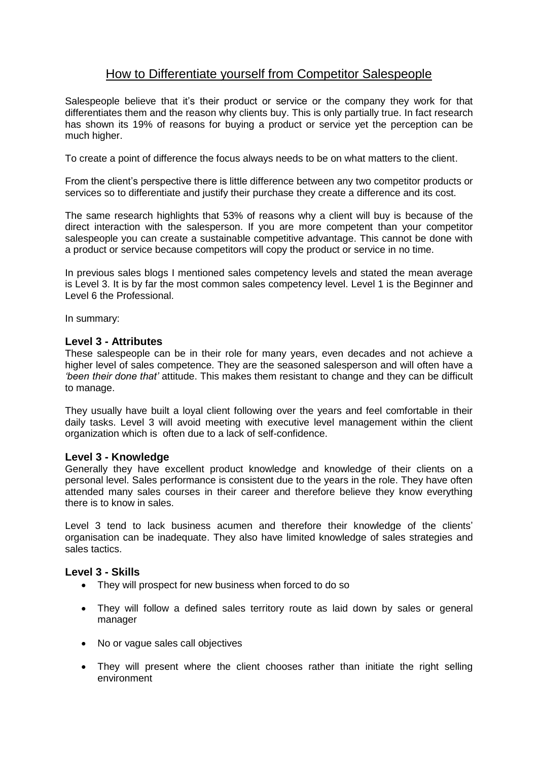# How to Differentiate yourself from Competitor Salespeople

Salespeople believe that it's their product or service or the company they work for that differentiates them and the reason why clients buy. This is only partially true. In fact research has shown its 19% of reasons for buying a product or service yet the perception can be much higher.

To create a point of difference the focus always needs to be on what matters to the client.

From the client's perspective there is little difference between any two competitor products or services so to differentiate and justify their purchase they create a difference and its cost.

The same research highlights that 53% of reasons why a client will buy is because of the direct interaction with the salesperson. If you are more competent than your competitor salespeople you can create a sustainable competitive advantage. This cannot be done with a product or service because competitors will copy the product or service in no time.

In previous sales blogs I mentioned sales competency levels and stated the mean average is Level 3. It is by far the most common sales competency level. Level 1 is the Beginner and Level 6 the Professional.

In summary:

### Level 3 - Attributes

These salespeople can be in their role for many years, even decades and not achieve a higher level of sales competence. They are the seasoned salesperson and will often have a *'been their done that'* attitude. This makes them resistant to change and they can be difficult to manage.

They usually have built a loyal client following over the years and feel comfortable in their daily tasks. Level 3 will avoid meeting with executive level management within the client organization which is often due to a lack of self-confidence.

### Level 3 - Knowledge

Generally they have excellent product knowledge and knowledge of their clients on a personal level. Sales performance is consistent due to the years in the role. They have often attended many sales courses in their career and therefore believe they know everything there is to know in sales.

Level 3 tend to lack business acumen and therefore their knowledge of the clients' organisation can be inadequate. They also have limited knowledge of sales strategies and sales tactics.

### Level 3 - Skills

- They will prospect for new business when forced to do so
- They will follow a defined sales territory route as laid down by sales or general manager
- No or vague sales call objectives
- They will present where the client chooses rather than initiate the right selling environment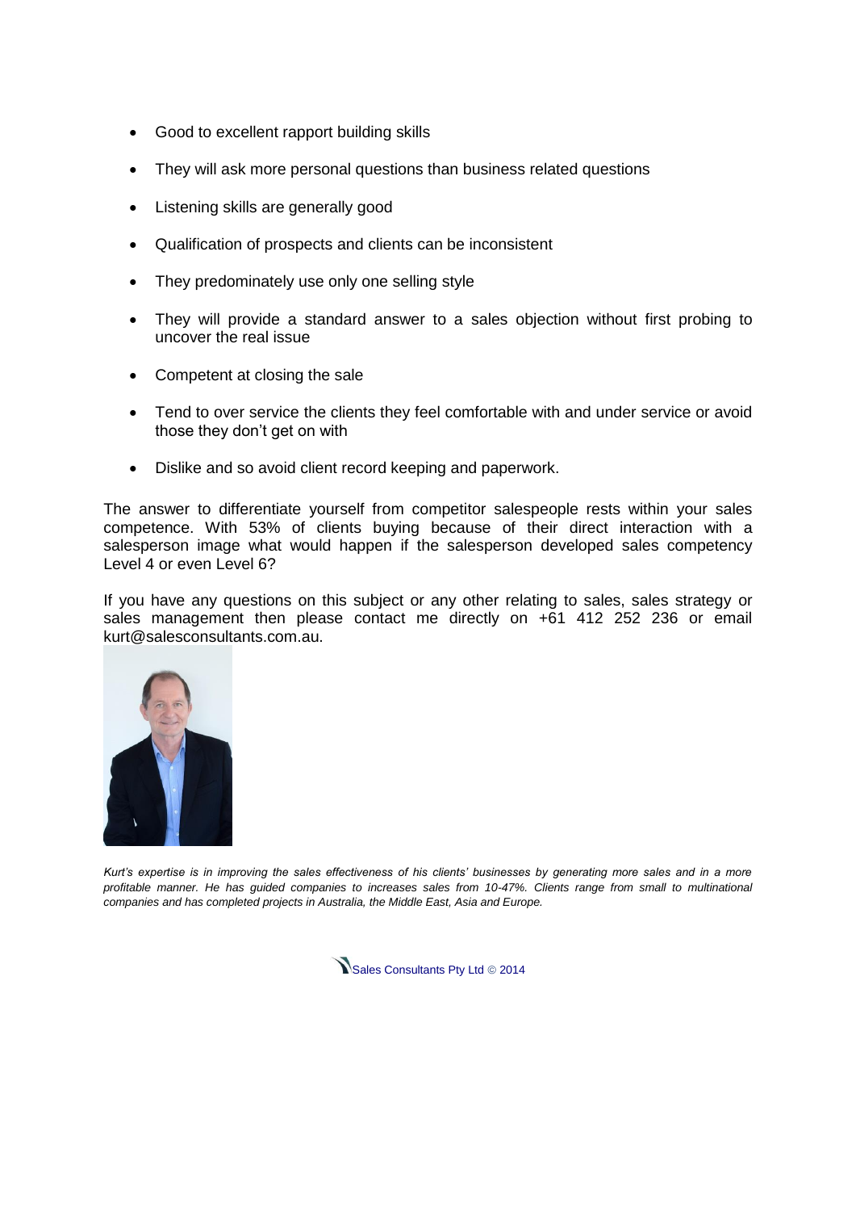- Good to excellent rapport building skills
- They will ask more personal questions than business related questions
- Listening skills are generally good
- Qualification of prospects and clients can be inconsistent
- They predominately use only one selling style
- They will provide a standard answer to a sales objection without first probing to uncover the real issue
- Competent at closing the sale
- Tend to over service the clients they feel comfortable with and under service or avoid those they don't get on with
- Dislike and so avoid client record keeping and paperwork.

The answer to differentiate yourself from competitor salespeople rests within your sales competence. With 53% of clients buying because of their direct interaction with a salesperson image what would happen if the salesperson developed sales competency Level 4 or even Level 6?

If you have any questions on this subject or any other relating to sales, sales strategy or sales management then please contact me directly on +61 412 252 236 or email kurt@salesconsultants.com.au.

*Kurt's expertise is in improving the sales effectiveness of his clients' businesses by generating more sales and in a more profitable manner. He has guided companies to increases sales from 10-47%. Clients range from small to multinational companies and has completed projects in Australia, the Middle East, Asia and Europe.*

Sales Consultants Pty Ltd © 2014